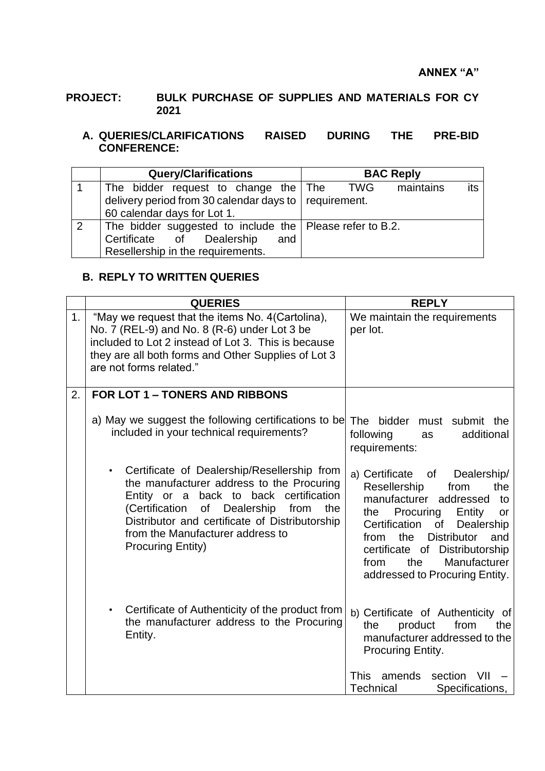**ANNEX "A"**

**PROJECT: BULK PURCHASE OF SUPPLIES AND MATERIALS FOR CY 2021**

**A. QUERIES/CLARIFICATIONS RAISED DURING THE PRE-BID CONFERENCE:**

| | Query/Clarifications | BAC Reply |
|---|---|---|
| 1 | The bidder request to change the delivery period from 30 calendar days to 60 calendar days for Lot 1. | The TWG maintains its requirement. |
| 2 | The bidder suggested to include the Certificate of Dealership and Resellership in the requirements. | Please refer to B.2. |

**B. REPLY TO WRITTEN QUERIES**

| | QUERIES | REPLY |
|---|---|---|
| 1. | "May we request that the items No. 4(Cartolina), No. 7 (REL-9) and No. 8 (R-6) under Lot 3 be included to Lot 2 instead of Lot 3. This is because they are all both forms and Other Supplies of Lot 3 are not forms related." | We maintain the requirements per lot. |
| 2. | **FOR LOT 1 – TONERS AND RIBBONS** | |
| | a) May we suggest the following certifications to be included in your technical requirements? | The bidder must submit the following as additional requirements: |
| | • Certificate of Dealership/Resellership from the manufacturer address to the Procuring Entity or a back to back certification (Certification of Dealership from the Distributor and certificate of Distributorship from the Manufacturer address to Procuring Entity) | a) Certificate of Dealership/ Resellership from the manufacturer addressed to the Procuring Entity or Certification of Dealership from the Distributor and certificate of Distributorship from the Manufacturer addressed to Procuring Entity. |
| | • Certificate of Authenticity of the product from the manufacturer address to the Procuring Entity. | b) Certificate of Authenticity of the product from the manufacturer addressed to the Procuring Entity.<br><br>This amends section VII – Technical Specifications, |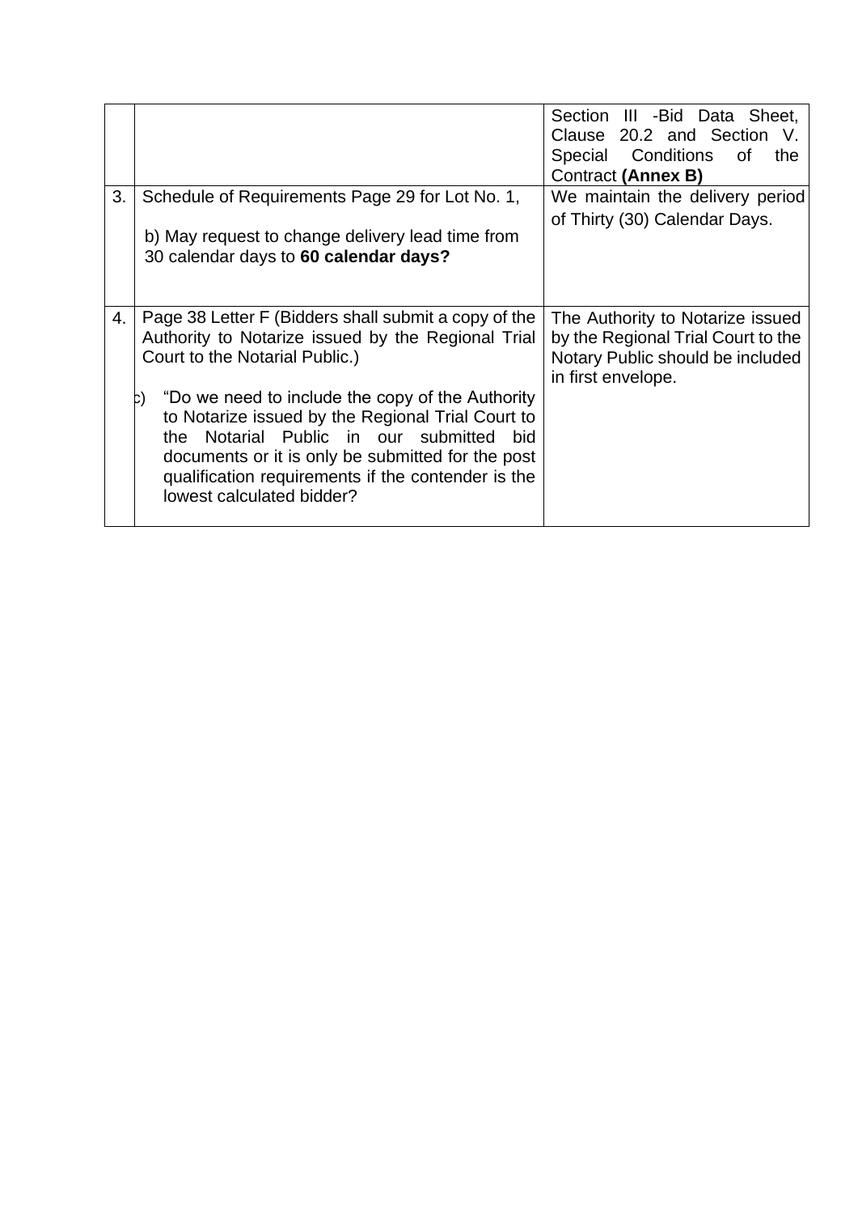| | | |
|---|---|---|
| | | Section III -Bid Data Sheet, Clause 20.2 and Section V. Special Conditions of the Contract **(Annex B)** |
| 3. | Schedule of Requirements Page 29 for Lot No. 1,<br><br>b) May request to change delivery lead time from 30 calendar days to **60 calendar days?** | We maintain the delivery period of Thirty (30) Calendar Days. |
| 4. | Page 38 Letter F (Bidders shall submit a copy of the Authority to Notarize issued by the Regional Trial Court to the Notarial Public.)<br><br>c) "Do we need to include the copy of the Authority to Notarize issued by the Regional Trial Court to the Notarial Public in our submitted bid documents or it is only be submitted for the post qualification requirements if the contender is the lowest calculated bidder? | The Authority to Notarize issued by the Regional Trial Court to the Notary Public should be included in first envelope. |